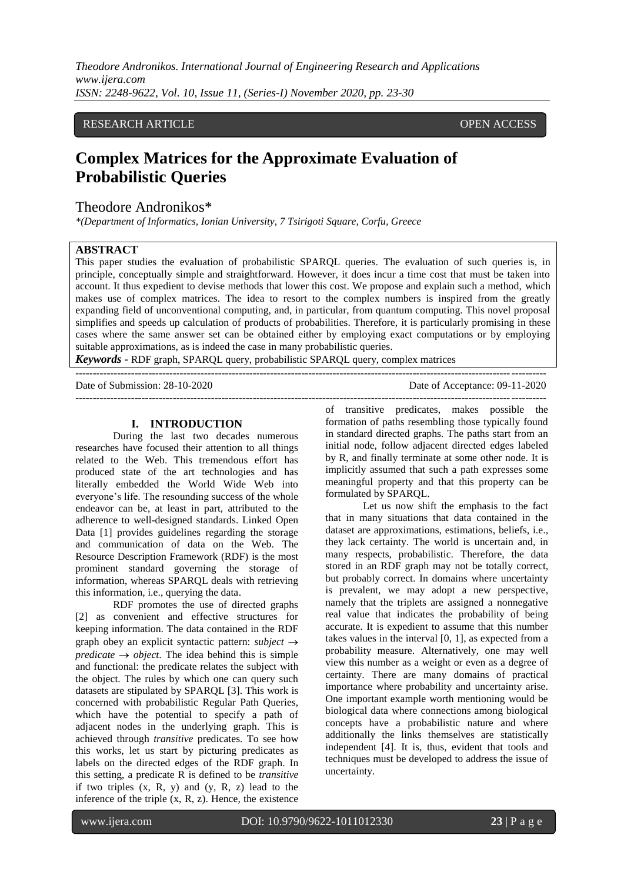RESEARCH ARTICLE OPEN ACCESS

# Complex Matrices for the Approximate Evaluation of Probabilistic Queries

Theodore Andronikos*

*(Department of Informatics, Ionian University, 7 Tsirigoti Square, Corfu, Greece

## ABSTRACT

This paper studies the evaluation of probabilistic SPARQL queries. The evaluation of such queries is, in principle, conceptually simple and straightforward. However, it does incur a time cost that must be taken into account. It thus expedient to devise methods that lower this cost. We propose and explain such a method, which makes use of complex matrices. The idea to resort to the complex numbers is inspired from the greatly expanding field of unconventional computing, and, in particular, from quantum computing. This novel proposal simplifies and speeds up calculation of products of probabilities. Therefore, it is particularly promising in these cases where the same answer set can be obtained either by employing exact computations or by employing suitable approximations, as is indeed the case in many probabilistic queries.

***Keywords* -** RDF graph, SPARQL query, probabilistic SPARQL query, complex matrices

Date of Submission: 28-10-2020 Date of Acceptance: 09-11-2020

## I. INTRODUCTION

During the last two decades numerous researches have focused their attention to all things related to the Web. This tremendous effort has produced state of the art technologies and has literally embedded the World Wide Web into everyone's life. The resounding success of the whole endeavor can be, at least in part, attributed to the adherence to well-designed standards. Linked Open Data [1] provides guidelines regarding the storage and communication of data on the Web. The Resource Description Framework (RDF) is the most prominent standard governing the storage of information, whereas SPARQL deals with retrieving this information, i.e., querying the data.

RDF promotes the use of directed graphs [2] as convenient and effective structures for keeping information. The data contained in the RDF graph obey an explicit syntactic pattern: *subject* $\rightarrow$ *predicate* $\rightarrow$ *object*. The idea behind this is simple and functional: the predicate relates the subject with the object. The rules by which one can query such datasets are stipulated by SPARQL [3]. This work is concerned with probabilistic Regular Path Queries, which have the potential to specify a path of adjacent nodes in the underlying graph. This is achieved through *transitive* predicates. To see how this works, let us start by picturing predicates as labels on the directed edges of the RDF graph. In this setting, a predicate R is defined to be *transitive* if two triples (x, R, y) and (y, R, z) lead to the inference of the triple (x, R, z). Hence, the existence of transitive predicates, makes possible the formation of paths resembling those typically found in standard directed graphs. The paths start from an initial node, follow adjacent directed edges labeled by R, and finally terminate at some other node. It is implicitly assumed that such a path expresses some meaningful property and that this property can be formulated by SPARQL.

Let us now shift the emphasis to the fact that in many situations that data contained in the dataset are approximations, estimations, beliefs, i.e., they lack certainty. The world is uncertain and, in many respects, probabilistic. Therefore, the data stored in an RDF graph may not be totally correct, but probably correct. In domains where uncertainty is prevalent, we may adopt a new perspective, namely that the triplets are assigned a nonnegative real value that indicates the probability of being accurate. It is expedient to assume that this number takes values in the interval [0, 1], as expected from a probability measure. Alternatively, one may well view this number as a weight or even as a degree of certainty. There are many domains of practical importance where probability and uncertainty arise. One important example worth mentioning would be biological data where connections among biological concepts have a probabilistic nature and where additionally the links themselves are statistically independent [4]. It is, thus, evident that tools and techniques must be developed to address the issue of uncertainty.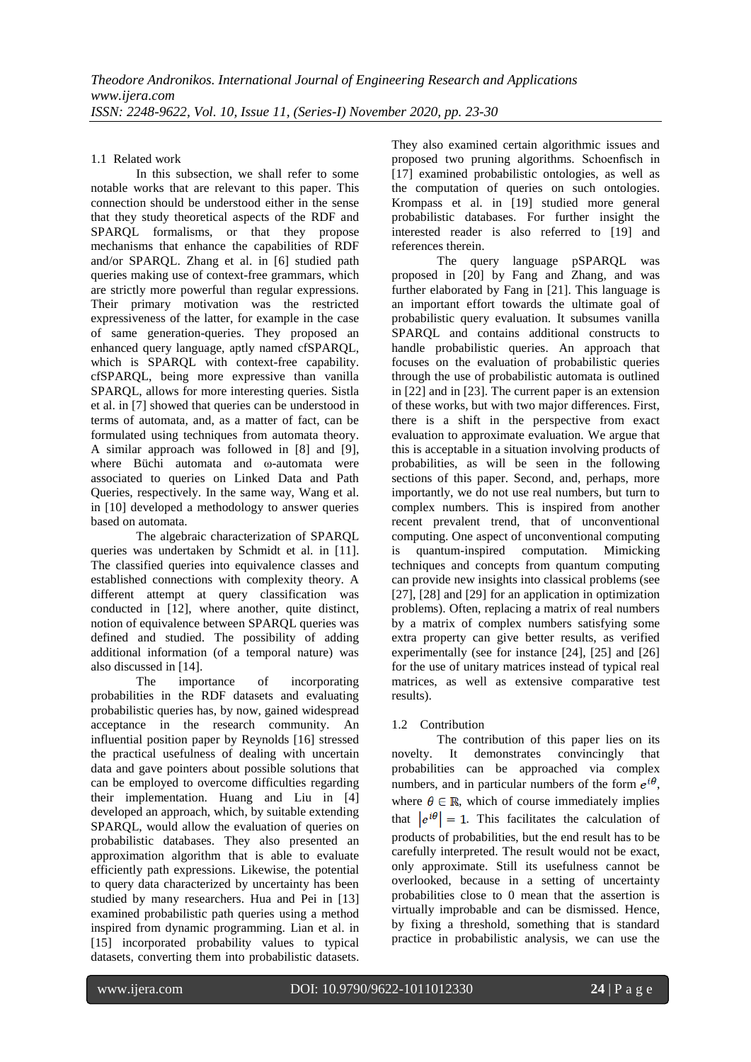### 1.1 Related work

In this subsection, we shall refer to some notable works that are relevant to this paper. This connection should be understood either in the sense that they study theoretical aspects of the RDF and SPARQL formalisms, or that they propose mechanisms that enhance the capabilities of RDF and/or SPARQL. Zhang et al. in [6] studied path queries making use of context-free grammars, which are strictly more powerful than regular expressions. Their primary motivation was the restricted expressiveness of the latter, for example in the case of same generation-queries. They proposed an enhanced query language, aptly named cfSPARQL, which is SPARQL with context-free capability. cfSPARQL, being more expressive than vanilla SPARQL, allows for more interesting queries. Sistla et al. in [7] showed that queries can be understood in terms of automata, and, as a matter of fact, can be formulated using techniques from automata theory. A similar approach was followed in [8] and [9], where Büchi automata and ω-automata were associated to queries on Linked Data and Path Queries, respectively. In the same way, Wang et al. in [10] developed a methodology to answer queries based on automata.

The algebraic characterization of SPARQL queries was undertaken by Schmidt et al. in [11]. The classified queries into equivalence classes and established connections with complexity theory. A different attempt at query classification was conducted in [12], where another, quite distinct, notion of equivalence between SPARQL queries was defined and studied. The possibility of adding additional information (of a temporal nature) was also discussed in [14].

The importance of incorporating probabilities in the RDF datasets and evaluating probabilistic queries has, by now, gained widespread acceptance in the research community. An influential position paper by Reynolds [16] stressed the practical usefulness of dealing with uncertain data and gave pointers about possible solutions that can be employed to overcome difficulties regarding their implementation. Huang and Liu in [4] developed an approach, which, by suitable extending SPARQL, would allow the evaluation of queries on probabilistic databases. They also presented an approximation algorithm that is able to evaluate efficiently path expressions. Likewise, the potential to query data characterized by uncertainty has been studied by many researchers. Hua and Pei in [13] examined probabilistic path queries using a method inspired from dynamic programming. Lian et al. in [15] incorporated probability values to typical datasets, converting them into probabilistic datasets. They also examined certain algorithmic issues and proposed two pruning algorithms. Schoenfisch in [17] examined probabilistic ontologies, as well as the computation of queries on such ontologies. Krompass et al. in [19] studied more general probabilistic databases. For further insight the interested reader is also referred to [19] and references therein.

The query language pSPARQL was proposed in [20] by Fang and Zhang, and was further elaborated by Fang in [21]. This language is an important effort towards the ultimate goal of probabilistic query evaluation. It subsumes vanilla SPARQL and contains additional constructs to handle probabilistic queries. An approach that focuses on the evaluation of probabilistic queries through the use of probabilistic automata is outlined in [22] and in [23]. The current paper is an extension of these works, but with two major differences. First, there is a shift in the perspective from exact evaluation to approximate evaluation. We argue that this is acceptable in a situation involving products of probabilities, as will be seen in the following sections of this paper. Second, and, perhaps, more importantly, we do not use real numbers, but turn to complex numbers. This is inspired from another recent prevalent trend, that of unconventional computing. One aspect of unconventional computing is quantum-inspired computation. Mimicking techniques and concepts from quantum computing can provide new insights into classical problems (see [27], [28] and [29] for an application in optimization problems). Often, replacing a matrix of real numbers by a matrix of complex numbers satisfying some extra property can give better results, as verified experimentally (see for instance [24], [25] and [26] for the use of unitary matrices instead of typical real matrices, as well as extensive comparative test results).

### 1.2 Contribution

The contribution of this paper lies on its novelty. It demonstrates convincingly that probabilities can be approached via complex numbers, and in particular numbers of the form $e^{i\theta}$, where $\theta \in \mathbb{R}$, which of course immediately implies that $|e^{i\theta}| = 1$. This facilitates the calculation of products of probabilities, but the end result has to be carefully interpreted. The result would not be exact, only approximate. Still its usefulness cannot be overlooked, because in a setting of uncertainty probabilities close to 0 mean that the assertion is virtually improbable and can be dismissed. Hence, by fixing a threshold, something that is standard practice in probabilistic analysis, we can use the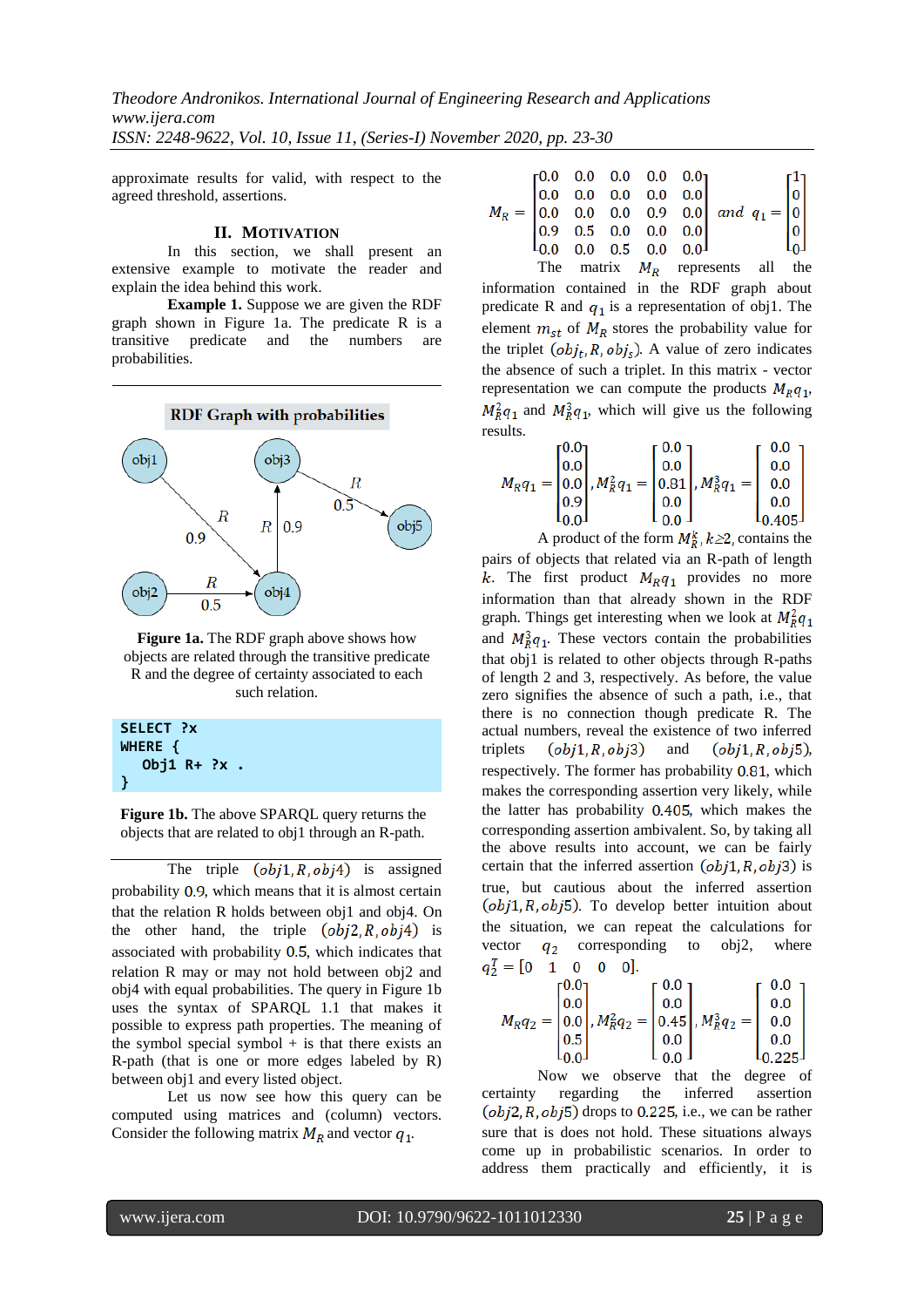approximate results for valid, with respect to the agreed threshold, assertions.

## II. MOTIVATION

In this section, we shall present an extensive example to motivate the reader and explain the idea behind this work.

**Example 1.** Suppose we are given the RDF graph shown in Figure 1a. The predicate R is a transitive predicate and the numbers are probabilities.

**Figure 1a.** The RDF graph above shows how objects are related through the transitive predicate R and the degree of certainty associated to each such relation.

```
SELECT ?x
WHERE {
   Obj1 R+ ?x .
}
```

**Figure 1b.** The above SPARQL query returns the objects that are related to obj1 through an R-path.

The triple $(obj1, R, obj4)$ is assigned probability 0.9, which means that it is almost certain that the relation R holds between obj1 and obj4. On the other hand, the triple $(obj2, R, obj4)$ is associated with probability 0.5, which indicates that relation R may or may not hold between obj2 and obj4 with equal probabilities. The query in Figure 1b uses the syntax of SPARQL 1.1 that makes it possible to express path properties. The meaning of the symbol special symbol + is that there exists an R-path (that is one or more edges labeled by R) between obj1 and every listed object.

Let us now see how this query can be computed using matrices and (column) vectors. Consider the following matrix $M_R$ and vector $q_1$.

$$M_R = \begin{bmatrix} 0.0 & 0.0 & 0.0 & 0.0 & 0.0 \\ 0.0 & 0.0 & 0.0 & 0.0 & 0.0 \\ 0.0 & 0.0 & 0.0 & 0.9 & 0.0 \\ 0.9 & 0.5 & 0.0 & 0.0 & 0.0 \\ 0.0 & 0.0 & 0.5 & 0.0 & 0.0 \end{bmatrix} \quad and \quad q_1 = \begin{bmatrix} 1 \\ 0 \\ 0 \\ 0 \\ 0 \end{bmatrix}$$

The matrix $M_R$ represents all the information contained in the RDF graph about predicate R and $q_1$ is a representation of obj1. The element $m_{st}$ of $M_R$ stores the probability value for the triplet $(obj_t, R, obj_s)$. A value of zero indicates the absence of such a triplet. In this matrix - vector representation we can compute the products $M_R q_1$, $M_R^2 q_1$ and $M_R^3 q_1$, which will give us the following results.

$$M_R q_1 = \begin{bmatrix} 0.0 \\ 0.0 \\ 0.0 \\ 0.9 \\ 0.0 \end{bmatrix}, M_R^2 q_1 = \begin{bmatrix} 0.0 \\ 0.0 \\ 0.81 \\ 0.0 \\ 0.0 \end{bmatrix}, M_R^3 q_1 = \begin{bmatrix} 0.0 \\ 0.0 \\ 0.0 \\ 0.0 \\ 0.405 \end{bmatrix}$$

A product of the form $M_R^k$, $k \geq 2$, contains the pairs of objects that related via an R-path of length $k$. The first product $M_R q_1$ provides no more information than that already shown in the RDF graph. Things get interesting when we look at $M_R^2 q_1$ and $M_R^3 q_1$. These vectors contain the probabilities that obj1 is related to other objects through R-paths of length 2 and 3, respectively. As before, the value zero signifies the absence of such a path, i.e., that there is no connection though predicate R. The actual numbers, reveal the existence of two inferred triplets $(obj1, R, obj3)$ and $(obj1, R, obj5)$, respectively. The former has probability 0.81, which makes the corresponding assertion very likely, while the latter has probability 0.405, which makes the corresponding assertion ambivalent. So, by taking all the above results into account, we can be fairly certain that the inferred assertion $(obj1, R, obj3)$ is true, but cautious about the inferred assertion $(obj1, R, obj5)$. To develop better intuition about the situation, we can repeat the calculations for vector $q_2$ corresponding to obj2, where $q_2^T = [0 \quad 1 \quad 0 \quad 0 \quad 0]$.

$$M_R q_2 = \begin{bmatrix} 0.0 \\ 0.0 \\ 0.0 \\ 0.5 \\ 0.0 \end{bmatrix}, M_R^2 q_2 = \begin{bmatrix} 0.0 \\ 0.0 \\ 0.45 \\ 0.0 \\ 0.0 \end{bmatrix}, M_R^3 q_2 = \begin{bmatrix} 0.0 \\ 0.0 \\ 0.0 \\ 0.0 \\ 0.225 \end{bmatrix}$$

Now we observe that the degree of certainty regarding the inferred assertion $(obj2, R, obj5)$ drops to 0.225, i.e., we can be rather sure that is does not hold. These situations always come up in probabilistic scenarios. In order to address them practically and efficiently, it is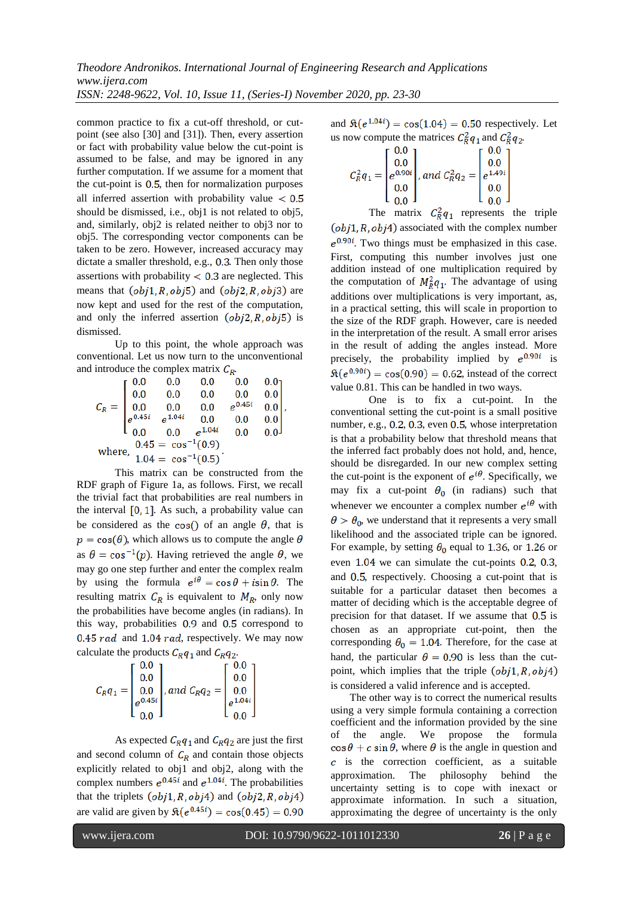common practice to fix a cut-off threshold, or cut-point (see also [30] and [31]). Then, every assertion or fact with probability value below the cut-point is assumed to be false, and may be ignored in any further computation. If we assume for a moment that the cut-point is $0.5$, then for normalization purposes all inferred assertion with probability value $< 0.5$ should be dismissed, i.e., obj1 is not related to obj5, and, similarly, obj2 is related neither to obj3 nor to obj5. The corresponding vector components can be taken to be zero. However, increased accuracy may dictate a smaller threshold, e.g., $0.3$. Then only those assertions with probability $< 0.3$ are neglected. This means that $(obj1, R, obj5)$ and $(obj2, R, obj3)$ are now kept and used for the rest of the computation, and only the inferred assertion $(obj2, R, obj5)$ is dismissed.

Up to this point, the whole approach was conventional. Let us now turn to the unconventional and introduce the complex matrix $C_R$.

$$C_R = \begin{bmatrix} 0.0 & 0.0 & 0.0 & 0.0 & 0.0 \\ 0.0 & 0.0 & 0.0 & 0.0 & 0.0 \\ 0.0 & 0.0 & 0.0 & e^{0.45i} & 0.0 \\ e^{0.45i} & e^{1.04i} & 0.0 & 0.0 & 0.0 \\ 0.0 & 0.0 & e^{1.04i} & 0.0 & 0.0 \end{bmatrix},$$

$$\text{where, } \begin{matrix} 0.45 = \cos^{-1}(0.9) \\ 1.04 = \cos^{-1}(0.5) \end{matrix}.$$

This matrix can be constructed from the RDF graph of Figure 1a, as follows. First, we recall the trivial fact that probabilities are real numbers in the interval $[0, 1]$. As such, a probability value can be considered as the $\cos()$ of an angle $\theta$, that is $p = \cos(\theta)$, which allows us to compute the angle $\theta$ as $\theta = \cos^{-1}(p)$. Having retrieved the angle $\theta$, we may go one step further and enter the complex realm by using the formula $e^{i\theta} = \cos\theta + i\sin\theta$. The resulting matrix $C_R$ is equivalent to $M_R$, only now the probabilities have become angles (in radians). In this way, probabilities $0.9$ and $0.5$ correspond to $0.45\ rad$ and $1.04\ rad$, respectively. We may now calculate the products $C_R q_1$ and $C_R q_2$.

$$C_R q_1 = \begin{bmatrix} 0.0 \\ 0.0 \\ 0.0 \\ e^{0.45i} \\ 0.0 \end{bmatrix}, \text{and } C_R q_2 = \begin{bmatrix} 0.0 \\ 0.0 \\ 0.0 \\ e^{1.04i} \\ 0.0 \end{bmatrix}$$

As expected $C_R q_1$ and $C_R q_2$ are just the first and second column of $C_R$ and contain those objects explicitly related to obj1 and obj2, along with the complex numbers $e^{0.45i}$ and $e^{1.04i}$. The probabilities that the triplets $(obj1, R, obj4)$ and $(obj2, R, obj4)$ are valid are given by $\Re(e^{0.45i}) = \cos(0.45) = 0.90$ and $\Re(e^{1.04i}) = \cos(1.04) = 0.50$ respectively. Let us now compute the matrices $C_R^2 q_1$ and $C_R^2 q_2$.

$$C_R^2 q_1 = \begin{bmatrix} 0.0 \\ 0.0 \\ e^{0.90i} \\ 0.0 \\ 0.0 \end{bmatrix}, \text{and } C_R^2 q_2 = \begin{bmatrix} 0.0 \\ 0.0 \\ e^{1.49i} \\ 0.0 \\ 0.0 \end{bmatrix}$$

The matrix $C_R^2 q_1$ represents the triple $(obj1, R, obj4)$ associated with the complex number $e^{0.90i}$. Two things must be emphasized in this case. First, computing this number involves just one addition instead of one multiplication required by the computation of $M_R^2 q_1$. The advantage of using additions over multiplications is very important, as, in a practical setting, this will scale in proportion to the size of the RDF graph. However, care is needed in the interpretation of the result. A small error arises in the result of adding the angles instead. More precisely, the probability implied by $e^{0.90i}$ is $\Re(e^{0.90i}) = \cos(0.90) = 0.62$, instead of the correct value 0.81. This can be handled in two ways.

One is to fix a cut-point. In the conventional setting the cut-point is a small positive number, e.g., $0.2$, $0.3$, even $0.5$, whose interpretation is that a probability below that threshold means that the inferred fact probably does not hold, and, hence, should be disregarded. In our new complex setting the cut-point is the exponent of $e^{i\theta}$. Specifically, we may fix a cut-point $\theta_0$ (in radians) such that whenever we encounter a complex number $e^{i\theta}$ with $\theta > \theta_0$, we understand that it represents a very small likelihood and the associated triple can be ignored. For example, by setting $\theta_0$ equal to $1.36$, or $1.26$ or even $1.04$ we can simulate the cut-points $0.2$, $0.3$, and $0.5$, respectively. Choosing a cut-point that is suitable for a particular dataset then becomes a matter of deciding which is the acceptable degree of precision for that dataset. If we assume that $0.5$ is chosen as an appropriate cut-point, then the corresponding $\theta_0 = 1.04$. Therefore, for the case at hand, the particular $\theta = 0.90$ is less than the cut-point, which implies that the triple $(obj1, R, obj4)$ is considered a valid inference and is accepted.

The other way is to correct the numerical results using a very simple formula containing a correction coefficient and the information provided by the sine of the angle. We propose the formula $\cos\theta + c\sin\theta$, where $\theta$ is the angle in question and $c$ is the correction coefficient, as a suitable approximation. The philosophy behind the uncertainty setting is to cope with inexact or approximate information. In such a situation, approximating the degree of uncertainty is the only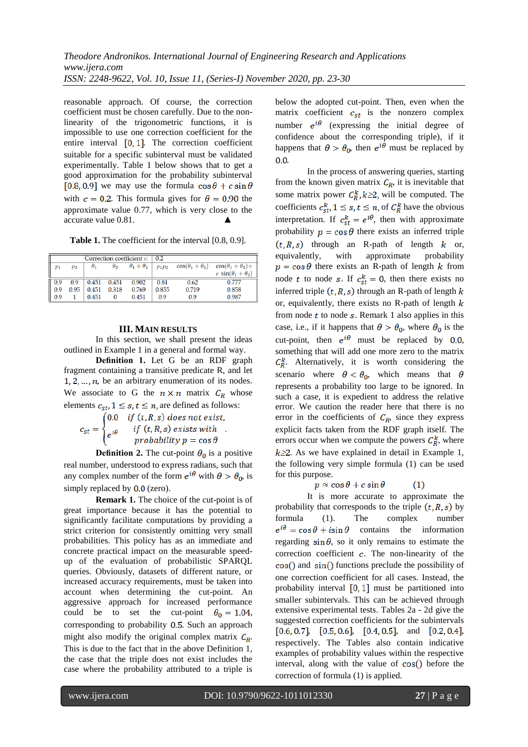reasonable approach. Of course, the correction coefficient must be chosen carefully. Due to the non-linearity of the trigonometric functions, it is impossible to use one correction coefficient for the entire interval $[0,1]$. The correction coefficient suitable for a specific subinterval must be validated experimentally. Table 1 below shows that to get a good approximation for the probability subinterval $[0.8, 0.9]$ we may use the formula $\cos\theta + c\sin\theta$ with $c = 0.2$. This formula gives for $\theta = 0.90$ the approximate value 0.77, which is very close to the accurate value 0.81. ▲

**Table 1.** The coefficient for the interval [0.8, 0.9].

| Correction coefficient $c$: | | | | | 0.2 | | |
|---|---|---|---|---|---|---|---|
| $p_1$ | $p_2$ | $\theta_1$ | $\theta_2$ | $\theta_1+\theta_2$ | $p_1p_2$ | $\cos(\theta_1+\theta_2)$ | $\cos(\theta_1+\theta_2)+$ $c\sin(\theta_1+\theta_2)$ |
| 0.9 | 0.9 | 0.451 | 0.451 | 0.902 | 0.81 | 0.62 | 0.777 |
| 0.9 | 0.95 | 0.451 | 0.318 | 0.769 | 0.855 | 0.719 | 0.858 |
| 0.9 | 1 | 0.451 | 0 | 0.451 | 0.9 | 0.9 | 0.987 |

## III. MAIN RESULTS

In this section, we shall present the ideas outlined in Example 1 in a general and formal way.

**Definition 1.** Let G be an RDF graph fragment containing a transitive predicate R, and let $1, 2, \ldots, n$, be an arbitrary enumeration of its nodes. We associate to G the $n \times n$ matrix $C_R$ whose elements $c_{st}, 1 \le s, t \le n$, are defined as follows:

$$c_{st} = \begin{cases} 0.0 & \textit{if } (t, R, s) \textit{ does not exist}, \\ e^{i\theta} & \textit{if } (t, R, s) \textit{ exists with} \\ & \textit{probability } p = \cos\theta \end{cases}.$$

**Definition 2.** The cut-point $\theta_0$ is a positive real number, understood to express radians, such that any complex number of the form $e^{i\theta}$ with $\theta > \theta_0$, is simply replaced by $0.0$ (zero).

**Remark 1.** The choice of the cut-point is of great importance because it has the potential to significantly facilitate computations by providing a strict criterion for consistently omitting very small probabilities. This policy has as an immediate and concrete practical impact on the measurable speed-up of the evaluation of probabilistic SPARQL queries. Obviously, datasets of different nature, or increased accuracy requirements, must be taken into account when determining the cut-point. An aggressive approach for increased performance could be to set the cut-point $\theta_0 = 1.04$, corresponding to probability $0.5$. Such an approach might also modify the original complex matrix $C_R$. This is due to the fact that in the above Definition 1, the case that the triple does not exist includes the case where the probability attributed to a triple is below the adopted cut-point. Then, even when the matrix coefficient $c_{st}$ is the nonzero complex number $e^{i\theta}$ (expressing the initial degree of confidence about the corresponding triple), if it happens that $\theta > \theta_0$, then $e^{i\theta}$ must be replaced by $0.0$.

In the process of answering queries, starting from the known given matrix $C_R$, it is inevitable that some matrix power $C_R^k, k \ge 2$, will be computed. The coefficients $c_{st}^k, 1 \le s, t \le n$, of $C_R^k$ have the obvious interpretation. If $c_{st}^k = e^{i\theta}$, then with approximate probability $p = \cos\theta$ there exists an inferred triple $(t, R, s)$ through an R-path of length $k$ or, equivalently, with approximate probability $p = \cos\theta$ there exists an R-path of length $k$ from node $t$ to node $s$. If $c_{st}^k = 0$, then there exists no inferred triple $(t, R, s)$ through an R-path of length $k$ or, equivalently, there exists no R-path of length $k$ from node $t$ to node $s$. Remark 1 also applies in this case, i.e., if it happens that $\theta > \theta_0$, where $\theta_0$ is the cut-point, then $e^{i\theta}$ must be replaced by $0.0$, something that will add one more zero to the matrix $C_R^k$. Alternatively, it is worth considering the scenario where $\theta < \theta_0$, which means that $\theta$ represents a probability too large to be ignored. In such a case, it is expedient to address the relative error. We caution the reader here that there is no error in the coefficients of $C_R$, since they express explicit facts taken from the RDF graph itself. The errors occur when we compute the powers $C_R^k$, where $k \ge 2$. As we have explained in detail in Example 1, the following very simple formula (1) can be used for this purpose.

$$p \approx \cos\theta + c\sin\theta \qquad (1)$$

It is more accurate to approximate the probability that corresponds to the triple $(t, R, s)$ by formula (1). The complex number $e^{i\theta} = \cos\theta + i\sin\theta$ contains the information regarding $\sin\theta$, so it only remains to estimate the correction coefficient $c$. The non-linearity of the $\cos()$ and $\sin()$ functions preclude the possibility of one correction coefficient for all cases. Instead, the probability interval $[0,1]$ must be partitioned into smaller subintervals. This can be achieved through extensive experimental tests. Tables 2a - 2d give the suggested correction coefficients for the subintervals $[0.6, 0.7]$, $[0.5, 0.6]$, $[0.4, 0.5]$, and $[0.2, 0.4]$, respectively. The Tables also contain indicative examples of probability values within the respective interval, along with the value of $\cos()$ before the correction of formula (1) is applied.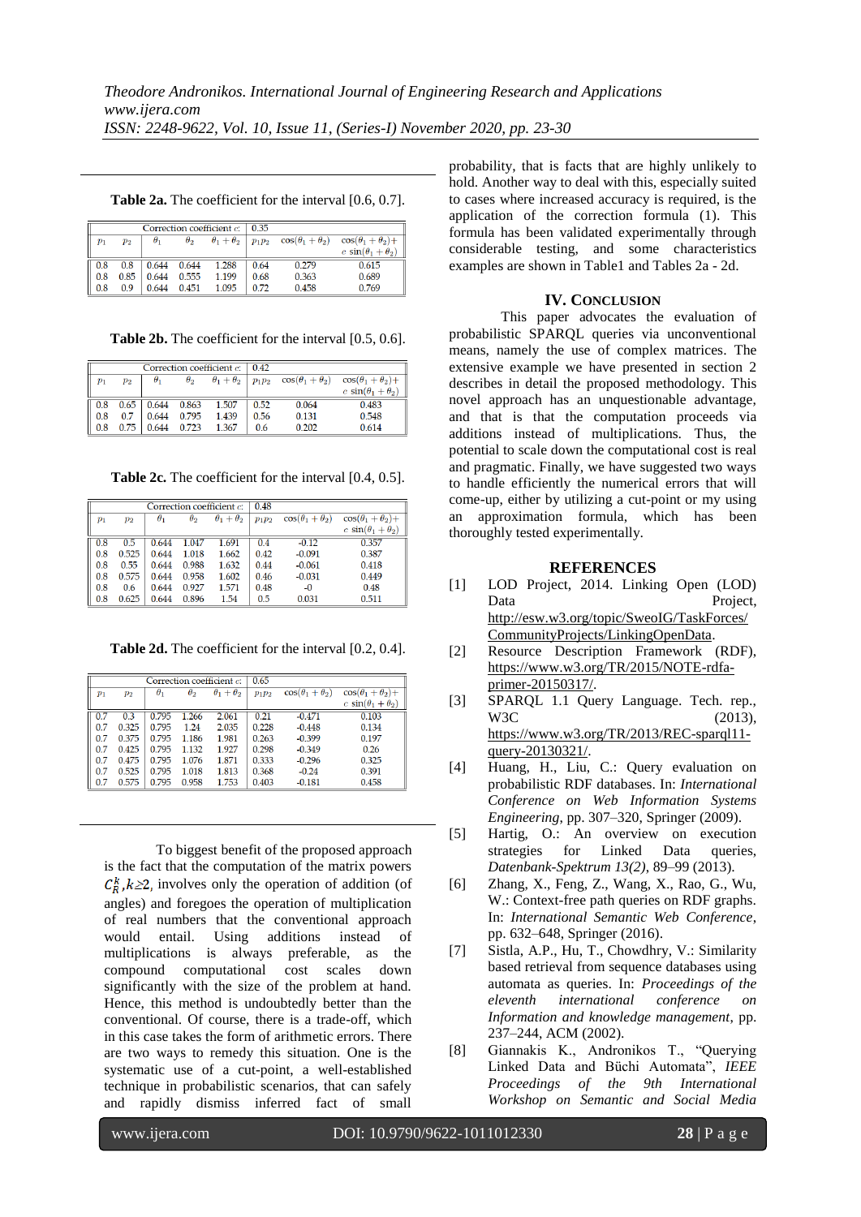**Table 2a.** The coefficient for the interval [0.6, 0.7].

| | | Correction coefficient $c$: | | | 0.35 | | |
|---|---|---|---|---|---|---|---|
| $p_1$ | $p_2$ | $\theta_1$ | $\theta_2$ | $\theta_1+\theta_2$ | $p_1p_2$ | $\cos(\theta_1+\theta_2)$ | $\cos(\theta_1+\theta_2)+$ $c\ \sin(\theta_1+\theta_2)$ |
| 0.8 | 0.8 | 0.644 | 0.644 | 1.288 | 0.64 | 0.279 | 0.615 |
| 0.8 | 0.85 | 0.644 | 0.555 | 1.199 | 0.68 | 0.363 | 0.689 |
| 0.8 | 0.9 | 0.644 | 0.451 | 1.095 | 0.72 | 0.458 | 0.769 |

**Table 2b.** The coefficient for the interval [0.5, 0.6].

| | | Correction coefficient $c$: | | | 0.42 | | |
|---|---|---|---|---|---|---|---|
| $p_1$ | $p_2$ | $\theta_1$ | $\theta_2$ | $\theta_1+\theta_2$ | $p_1p_2$ | $\cos(\theta_1+\theta_2)$ | $\cos(\theta_1+\theta_2)+$ $c\ \sin(\theta_1+\theta_2)$ |
| 0.8 | 0.65 | 0.644 | 0.863 | 1.507 | 0.52 | 0.064 | 0.483 |
| 0.8 | 0.7 | 0.644 | 0.795 | 1.439 | 0.56 | 0.131 | 0.548 |
| 0.8 | 0.75 | 0.644 | 0.723 | 1.367 | 0.6 | 0.202 | 0.614 |

**Table 2c.** The coefficient for the interval [0.4, 0.5].

| | | Correction coefficient $c$: | | | 0.48 | | |
|---|---|---|---|---|---|---|---|
| $p_1$ | $p_2$ | $\theta_1$ | $\theta_2$ | $\theta_1+\theta_2$ | $p_1p_2$ | $\cos(\theta_1+\theta_2)$ | $\cos(\theta_1+\theta_2)+$ $c\ \sin(\theta_1+\theta_2)$ |
| 0.8 | 0.5 | 0.644 | 1.047 | 1.691 | 0.4 | -0.12 | 0.357 |
| 0.8 | 0.525 | 0.644 | 1.018 | 1.662 | 0.42 | -0.091 | 0.387 |
| 0.8 | 0.55 | 0.644 | 0.988 | 1.632 | 0.44 | -0.061 | 0.418 |
| 0.8 | 0.575 | 0.644 | 0.958 | 1.602 | 0.46 | -0.031 | 0.449 |
| 0.8 | 0.6 | 0.644 | 0.927 | 1.571 | 0.48 | -0 | 0.48 |
| 0.8 | 0.625 | 0.644 | 0.896 | 1.54 | 0.5 | 0.031 | 0.511 |

**Table 2d.** The coefficient for the interval [0.2, 0.4].

| | | Correction coefficient $c$: | | | 0.65 | | |
|---|---|---|---|---|---|---|---|
| $p_1$ | $p_2$ | $\theta_1$ | $\theta_2$ | $\theta_1+\theta_2$ | $p_1p_2$ | $\cos(\theta_1+\theta_2)$ | $\cos(\theta_1+\theta_2)+$ $c\ \sin(\theta_1+\theta_2)$ |
| 0.7 | 0.3 | 0.795 | 1.266 | 2.061 | 0.21 | -0.471 | 0.103 |
| 0.7 | 0.325 | 0.795 | 1.24 | 2.035 | 0.228 | -0.448 | 0.134 |
| 0.7 | 0.375 | 0.795 | 1.186 | 1.981 | 0.263 | -0.399 | 0.197 |
| 0.7 | 0.425 | 0.795 | 1.132 | 1.927 | 0.298 | -0.349 | 0.26 |
| 0.7 | 0.475 | 0.795 | 1.076 | 1.871 | 0.333 | -0.296 | 0.325 |
| 0.7 | 0.525 | 0.795 | 1.018 | 1.813 | 0.368 | -0.24 | 0.391 |
| 0.7 | 0.575 | 0.795 | 0.958 | 1.753 | 0.403 | -0.181 | 0.458 |

To biggest benefit of the proposed approach is the fact that the computation of the matrix powers $C_R^k, k\geq 2$, involves only the operation of addition (of angles) and foregoes the operation of multiplication of real numbers that the conventional approach would entail. Using additions instead of multiplications is always preferable, as the compound computational cost scales down significantly with the size of the problem at hand. Hence, this method is undoubtedly better than the conventional. Of course, there is a trade-off, which in this case takes the form of arithmetic errors. There are two ways to remedy this situation. One is the systematic use of a cut-point, a well-established technique in probabilistic scenarios, that can safely and rapidly dismiss inferred fact of small probability, that is facts that are highly unlikely to hold. Another way to deal with this, especially suited to cases where increased accuracy is required, is the application of the correction formula (1). This formula has been validated experimentally through considerable testing, and some characteristics examples are shown in Table1 and Tables 2a - 2d.

## IV. Conclusion

This paper advocates the evaluation of probabilistic SPARQL queries via unconventional means, namely the use of complex matrices. The extensive example we have presented in section 2 describes in detail the proposed methodology. This novel approach has an unquestionable advantage, and that is that the computation proceeds via additions instead of multiplications. Thus, the potential to scale down the computational cost is real and pragmatic. Finally, we have suggested two ways to handle efficiently the numerical errors that will come-up, either by utilizing a cut-point or my using an approximation formula, which has been thoroughly tested experimentally.

## References

[1] LOD Project, 2014. Linking Open (LOD) Data Project, http://esw.w3.org/topic/SweoIG/TaskForces/CommunityProjects/LinkingOpenData.

[2] Resource Description Framework (RDF), https://www.w3.org/TR/2015/NOTE-rdfa-primer-20150317/.

[3] SPARQL 1.1 Query Language. Tech. rep., W3C (2013), https://www.w3.org/TR/2013/REC-sparql11-query-20130321/.

[4] Huang, H., Liu, C.: Query evaluation on probabilistic RDF databases. In: *International Conference on Web Information Systems Engineering*, pp. 307–320, Springer (2009).

[5] Hartig, O.: An overview on execution strategies for Linked Data queries, *Datenbank-Spektrum 13(2)*, 89–99 (2013).

[6] Zhang, X., Feng, Z., Wang, X., Rao, G., Wu, W.: Context-free path queries on RDF graphs. In: *International Semantic Web Conference*, pp. 632–648, Springer (2016).

[7] Sistla, A.P., Hu, T., Chowdhry, V.: Similarity based retrieval from sequence databases using automata as queries. In: *Proceedings of the eleventh international conference on Information and knowledge management*, pp. 237–244, ACM (2002).

[8] Giannakis K., Andronikos T., "Querying Linked Data and Büchi Automata", *IEEE Proceedings of the 9th International Workshop on Semantic and Social Media*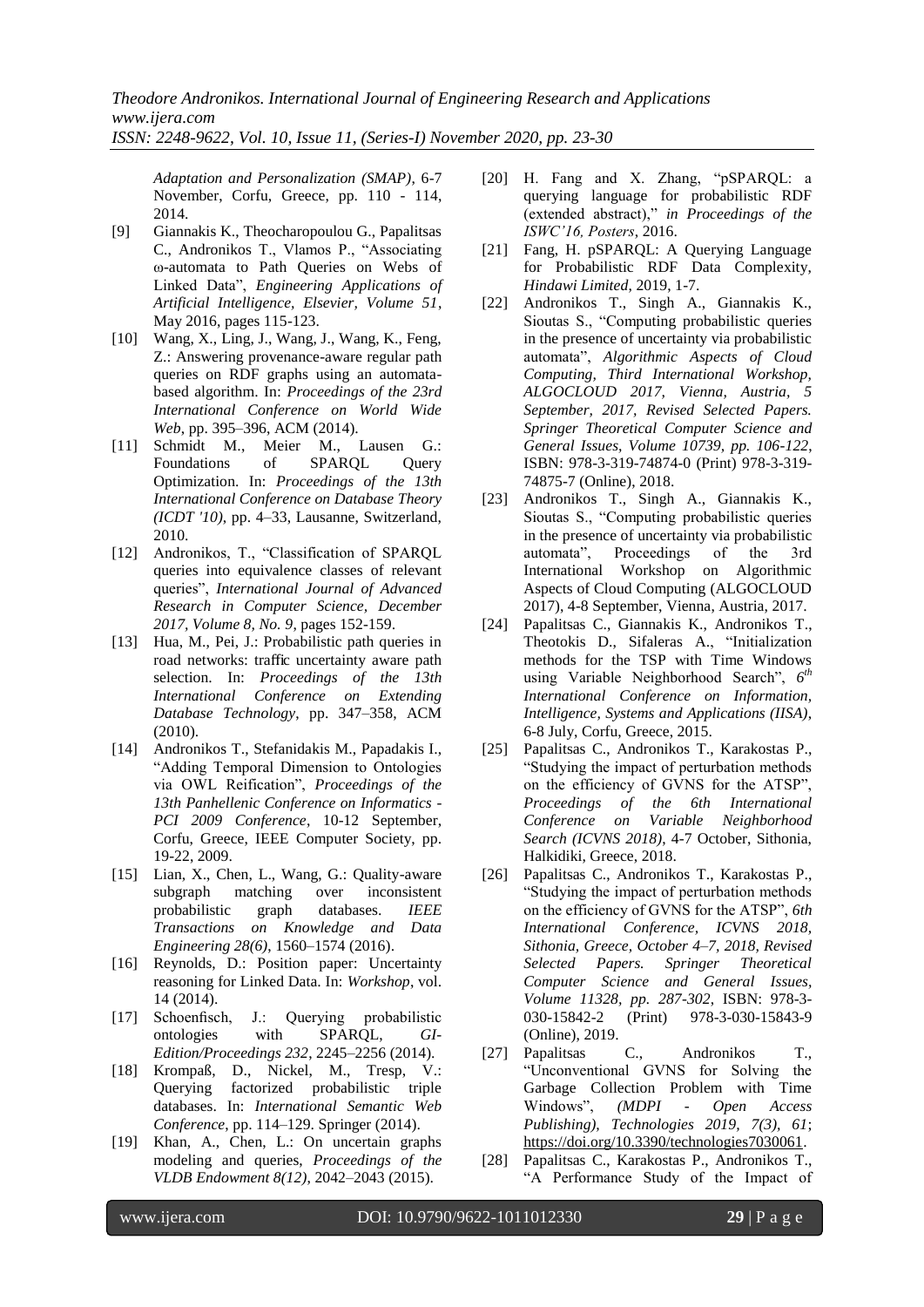*Adaptation and Personalization (SMAP)*, 6-7 November, Corfu, Greece, pp. 110 - 114, 2014.

[9] Giannakis K., Theocharopoulou G., Papalitsas C., Andronikos T., Vlamos P., "Associating ω-automata to Path Queries on Webs of Linked Data", *Engineering Applications of Artificial Intelligence, Elsevier, Volume 51*, May 2016, pages 115-123.

[10] Wang, X., Ling, J., Wang, J., Wang, K., Feng, Z.: Answering provenance-aware regular path queries on RDF graphs using an automata-based algorithm. In: *Proceedings of the 23rd International Conference on World Wide Web*, pp. 395–396, ACM (2014).

[11] Schmidt M., Meier M., Lausen G.: Foundations of SPARQL Query Optimization. In: *Proceedings of the 13th International Conference on Database Theory (ICDT '10)*, pp. 4–33, Lausanne, Switzerland, 2010.

[12] Andronikos, T., "Classification of SPARQL queries into equivalence classes of relevant queries", *International Journal of Advanced Research in Computer Science, December 2017, Volume 8, No. 9*, pages 152-159.

[13] Hua, M., Pei, J.: Probabilistic path queries in road networks: traffic uncertainty aware path selection. In: *Proceedings of the 13th International Conference on Extending Database Technology*, pp. 347–358, ACM (2010).

[14] Andronikos T., Stefanidakis M., Papadakis I., "Adding Temporal Dimension to Ontologies via OWL Reification", *Proceedings of the 13th Panhellenic Conference on Informatics - PCI 2009 Conference*, 10-12 September, Corfu, Greece, IEEE Computer Society, pp. 19-22, 2009.

[15] Lian, X., Chen, L., Wang, G.: Quality-aware subgraph matching over inconsistent probabilistic graph databases. *IEEE Transactions on Knowledge and Data Engineering 28(6)*, 1560–1574 (2016).

[16] Reynolds, D.: Position paper: Uncertainty reasoning for Linked Data. In: *Workshop*, vol. 14 (2014).

[17] Schoenfisch, J.: Querying probabilistic ontologies with SPARQL, *GI-Edition/Proceedings 232*, 2245–2256 (2014).

[18] Krompaß, D., Nickel, M., Tresp, V.: Querying factorized probabilistic triple databases. In: *International Semantic Web Conference*, pp. 114–129. Springer (2014).

[19] Khan, A., Chen, L.: On uncertain graphs modeling and queries, *Proceedings of the VLDB Endowment 8(12)*, 2042–2043 (2015).

[20] H. Fang and X. Zhang, "pSPARQL: a querying language for probabilistic RDF (extended abstract)," *in Proceedings of the ISWC'16, Posters*, 2016.

[21] Fang, H. pSPARQL: A Querying Language for Probabilistic RDF Data Complexity, *Hindawi Limited*, 2019, 1-7.

[22] Andronikos T., Singh A., Giannakis K., Sioutas S., "Computing probabilistic queries in the presence of uncertainty via probabilistic automata", *Algorithmic Aspects of Cloud Computing, Third International Workshop, ALGOCLOUD 2017, Vienna, Austria, 5 September, 2017, Revised Selected Papers. Springer Theoretical Computer Science and General Issues, Volume 10739, pp. 106-122*, ISBN: 978-3-319-74874-0 (Print) 978-3-319-74875-7 (Online), 2018.

[23] Andronikos T., Singh A., Giannakis K., Sioutas S., "Computing probabilistic queries in the presence of uncertainty via probabilistic automata", Proceedings of the 3rd International Workshop on Algorithmic Aspects of Cloud Computing (ALGOCLOUD 2017), 4-8 September, Vienna, Austria, 2017.

[24] Papalitsas C., Giannakis K., Andronikos T., Theotokis D., Sifaleras A., "Initialization methods for the TSP with Time Windows using Variable Neighborhood Search", *6th International Conference on Information, Intelligence, Systems and Applications (IISA)*, 6-8 July, Corfu, Greece, 2015.

[25] Papalitsas C., Andronikos T., Karakostas P., "Studying the impact of perturbation methods on the efficiency of GVNS for the ATSP", *Proceedings of the 6th International Conference on Variable Neighborhood Search (ICVNS 2018)*, 4-7 October, Sithonia, Halkidiki, Greece, 2018.

[26] Papalitsas C., Andronikos T., Karakostas P., "Studying the impact of perturbation methods on the efficiency of GVNS for the ATSP", *6th International Conference, ICVNS 2018, Sithonia, Greece, October 4–7, 2018, Revised Selected Papers. Springer Theoretical Computer Science and General Issues, Volume 11328, pp. 287-302*, ISBN: 978-3-030-15842-2 (Print) 978-3-030-15843-9 (Online), 2019.

[27] Papalitsas C., Andronikos T., "Unconventional GVNS for Solving the Garbage Collection Problem with Time Windows", *(MDPI - Open Access Publishing), Technologies 2019, 7(3), 61*; https://doi.org/10.3390/technologies7030061.

[28] Papalitsas C., Karakostas P., Andronikos T., "A Performance Study of the Impact of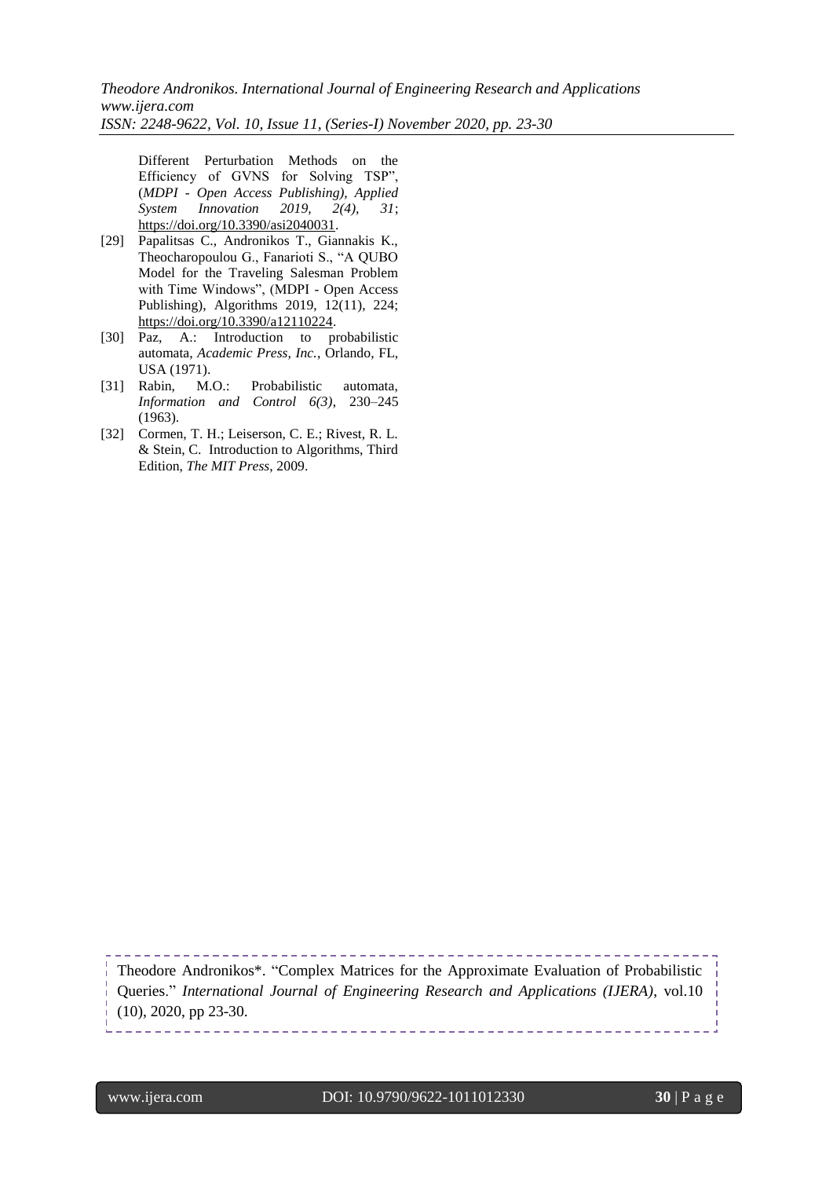Different Perturbation Methods on the Efficiency of GVNS for Solving TSP", (*MDPI - Open Access Publishing), Applied System Innovation 2019, 2(4), 31*; https://doi.org/10.3390/asi2040031.

[29] Papalitsas C., Andronikos T., Giannakis K., Theocharopoulou G., Fanarioti S., "A QUBO Model for the Traveling Salesman Problem with Time Windows", (MDPI - Open Access Publishing), Algorithms 2019, 12(11), 224; https://doi.org/10.3390/a12110224.

[30] Paz, A.: Introduction to probabilistic automata, *Academic Press, Inc.*, Orlando, FL, USA (1971).

[31] Rabin, M.O.: Probabilistic automata, *Information and Control 6(3)*, 230–245 (1963).

[32] Cormen, T. H.; Leiserson, C. E.; Rivest, R. L. & Stein, C. Introduction to Algorithms, Third Edition, *The MIT Press*, 2009.

Theodore Andronikos*. "Complex Matrices for the Approximate Evaluation of Probabilistic Queries." *International Journal of Engineering Research and Applications (IJERA)*, vol.10 (10), 2020, pp 23-30.